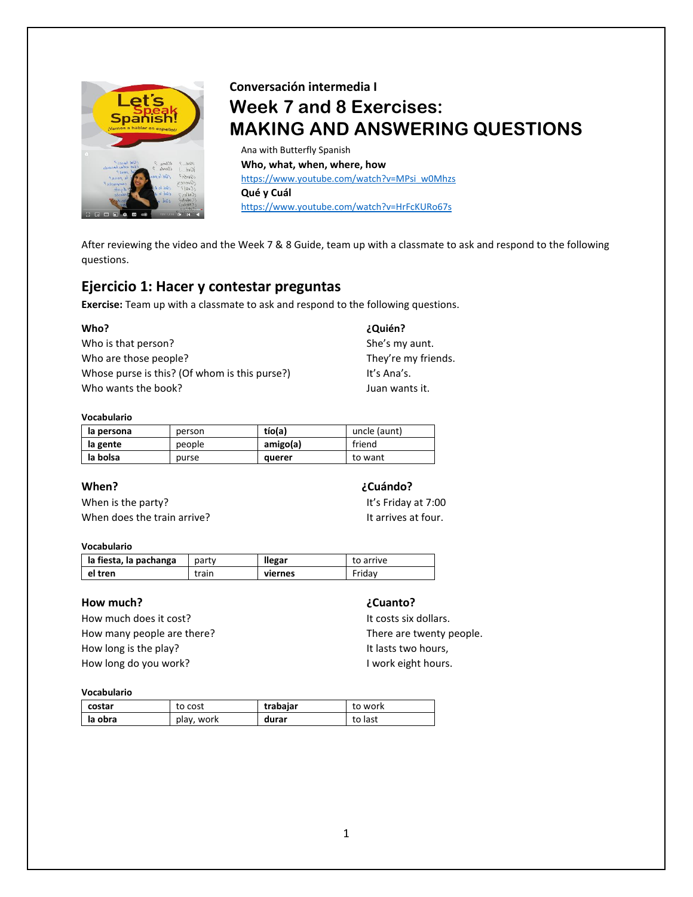**Conversación intermedia I**

# Week 7 and 8 Exercises: MAKING AND ANSWERING QUESTIONS

Ana with Butterfly Spanish

**Who, what, when, where, how**

https://www.youtube.com/watch?v=MPsi_w0Mhzs

**Qué y Cuál**

https://www.youtube.com/watch?v=HrFcKURo67s

After reviewing the video and the Week 7 & 8 Guide, team up with a classmate to ask and respond to the following questions.

## Ejercicio 1: Hacer y contestar preguntas

**Exercise:** Team up with a classmate to ask and respond to the following questions.

### Who?

Who is that person?
Who are those people?
Whose purse is this? (Of whom is this purse?)
Who wants the book?

### ¿Quién?

She's my aunt.
They're my friends.
It's Ana's.
Juan wants it.

**Vocabulario**

| **la persona** | person | **tío(a)** | uncle (aunt) |
|---|---|---|---|
| **la gente** | people | **amigo(a)** | friend |
| **la bolsa** | purse | **querer** | to want |

### When?

When is the party?
When does the train arrive?

### ¿Cuándo?

It's Friday at 7:00
It arrives at four.

**Vocabulario**

| **la fiesta, la pachanga** | party | **llegar** | to arrive |
|---|---|---|---|
| **el tren** | train | **viernes** | Friday |

### How much?

How much does it cost?
How many people are there?
How long is the play?
How long do you work?

### ¿Cuanto?

It costs six dollars.
There are twenty people.
It lasts two hours,
I work eight hours.

**Vocabulario**

| **costar** | to cost | **trabajar** | to work |
|---|---|---|---|
| **la obra** | play, work | **durar** | to last |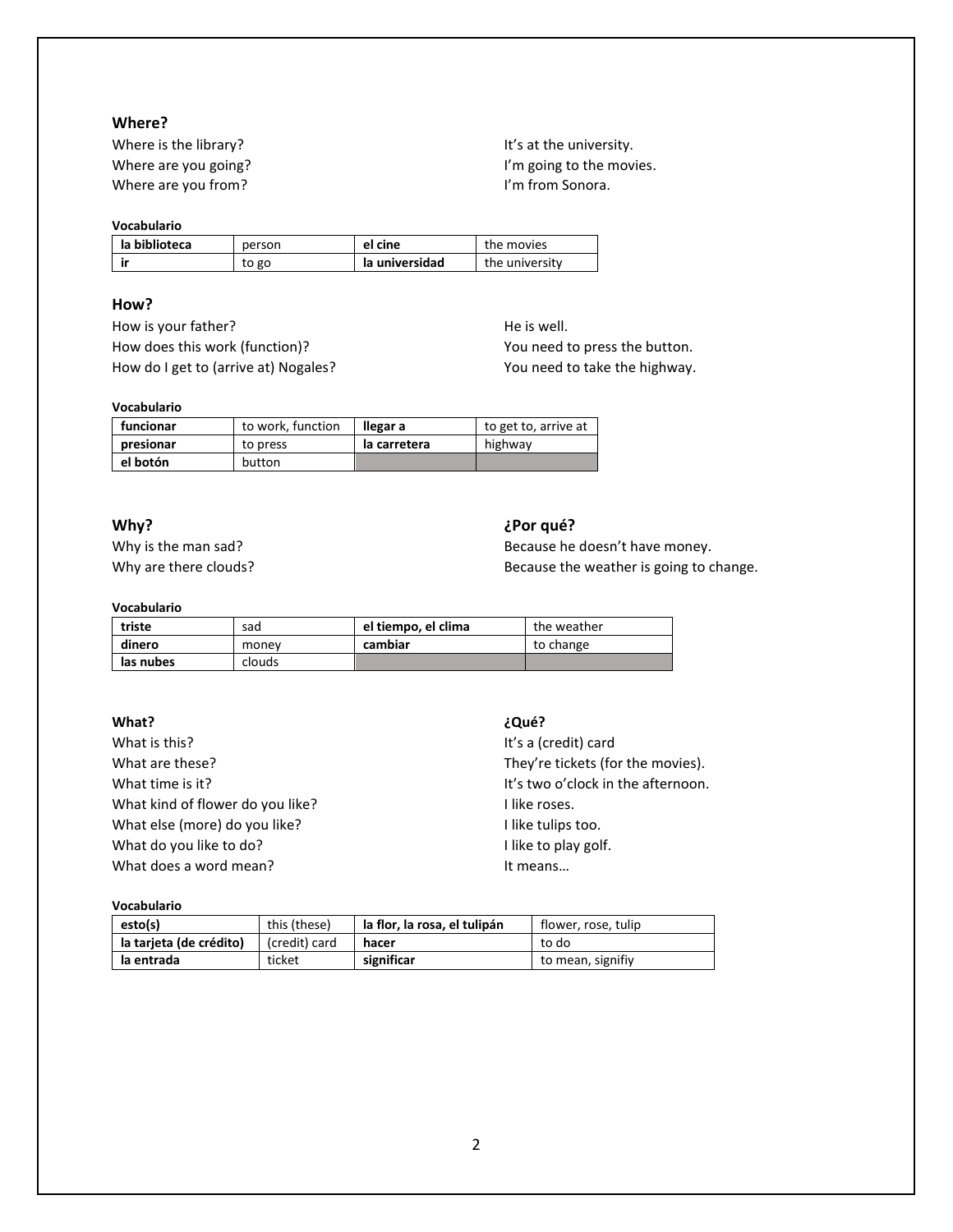## Where?

Where is the library? It's at the university.
Where are you going? I'm going to the movies.
Where are you from? I'm from Sonora.

**Vocabulario**

| **la biblioteca** | person | **el cine** | the movies |
|---|---|---|---|
| **ir** | to go | **la universidad** | the university |

## How?

How is your father? He is well.
How does this work (function)? You need to press the button.
How do I get to (arrive at) Nogales? You need to take the highway.

**Vocabulario**

| **funcionar** | to work, function | **llegar a** | to get to, arrive at |
|---|---|---|---|
| **presionar** | to press | **la carretera** | highway |
| **el botón** | button | | |

## Why?

## ¿Por qué?

Why is the man sad? Because he doesn't have money.
Why are there clouds? Because the weather is going to change.

**Vocabulario**

| **triste** | sad | **el tiempo, el clima** | the weather |
|---|---|---|---|
| **dinero** | money | **cambiar** | to change |
| **las nubes** | clouds | | |

## What?

## ¿Qué?

What is this? It's a (credit) card
What are these? They're tickets (for the movies).
What time is it? It's two o'clock in the afternoon.
What kind of flower do you like? I like roses.
What else (more) do you like? I like tulips too.
What do you like to do? I like to play golf.
What does a word mean? It means…

**Vocabulario**

| **esto(s)** | this (these) | **la flor, la rosa, el tulipán** | flower, rose, tulip |
|---|---|---|---|
| **la tarjeta (de crédito)** | (credit) card | **hacer** | to do |
| **la entrada** | ticket | **significar** | to mean, signifiy |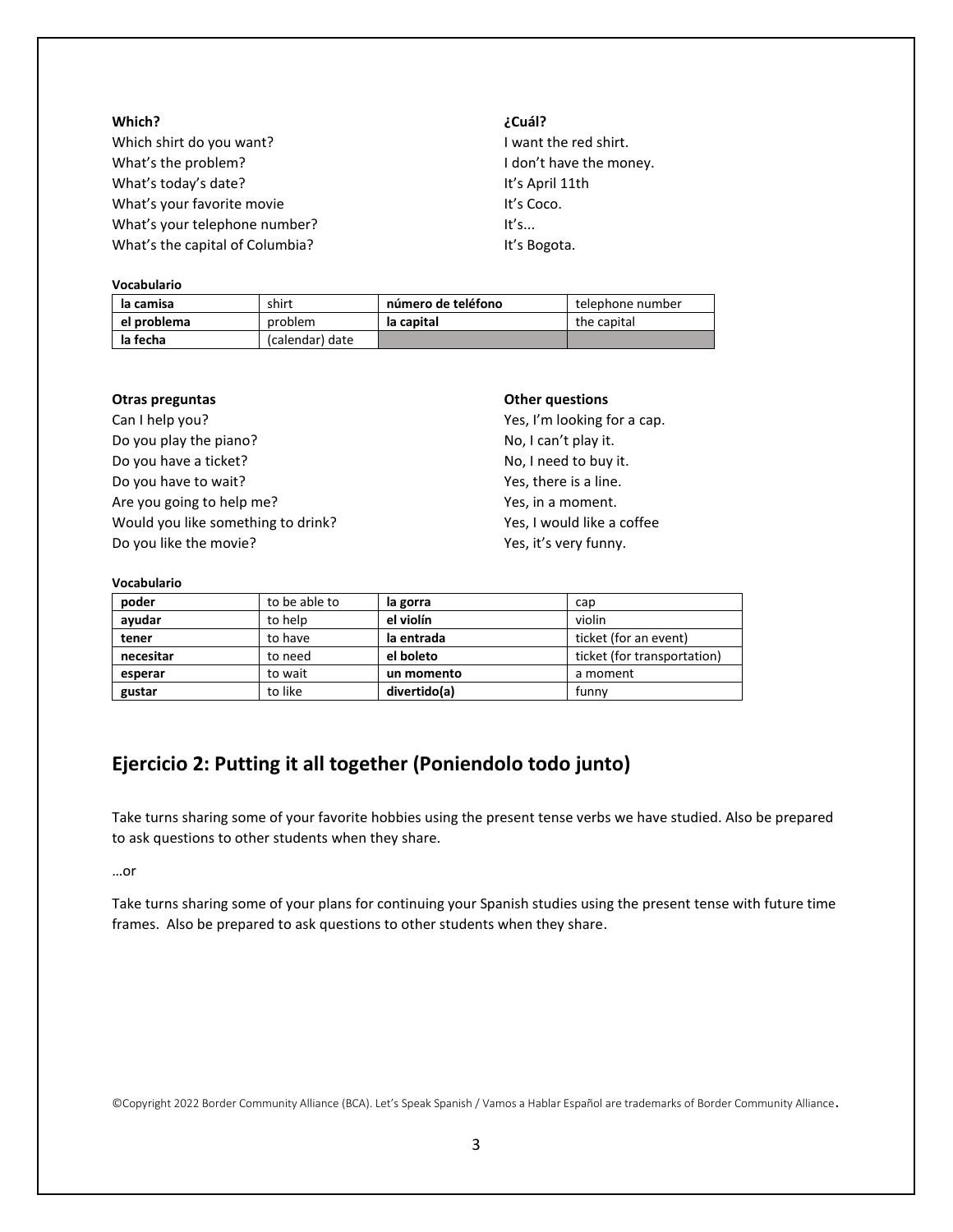**Which?**

Which shirt do you want?
What's the problem?
What's today's date?
What's your favorite movie
What's your telephone number?
What's the capital of Columbia?

**¿Cuál?**

I want the red shirt.
I don't have the money.
It's April 11th
It's Coco.
It's...
It's Bogota.

**Vocabulario**

| | | | |
|---|---|---|---|
| **la camisa** | shirt | **número de teléfono** | telephone number |
| **el problema** | problem | **la capital** | the capital |
| **la fecha** | (calendar) date | | |

**Otras preguntas**

Can I help you?
Do you play the piano?
Do you have a ticket?
Do you have to wait?
Are you going to help me?
Would you like something to drink?
Do you like the movie?

**Other questions**

Yes, I'm looking for a cap.
No, I can't play it.
No, I need to buy it.
Yes, there is a line.
Yes, in a moment.
Yes, I would like a coffee
Yes, it's very funny.

**Vocabulario**

| | | | |
|---|---|---|---|
| **poder** | to be able to | **la gorra** | cap |
| **ayudar** | to help | **el violín** | violin |
| **tener** | to have | **la entrada** | ticket (for an event) |
| **necesitar** | to need | **el boleto** | ticket (for transportation) |
| **esperar** | to wait | **un momento** | a moment |
| **gustar** | to like | **divertido(a)** | funny |

## Ejercicio 2: Putting it all together (Poniendolo todo junto)

Take turns sharing some of your favorite hobbies using the present tense verbs we have studied. Also be prepared to ask questions to other students when they share.

…or

Take turns sharing some of your plans for continuing your Spanish studies using the present tense with future time frames. Also be prepared to ask questions to other students when they share.

©Copyright 2022 Border Community Alliance (BCA). Let's Speak Spanish / Vamos a Hablar Español are trademarks of Border Community Alliance.